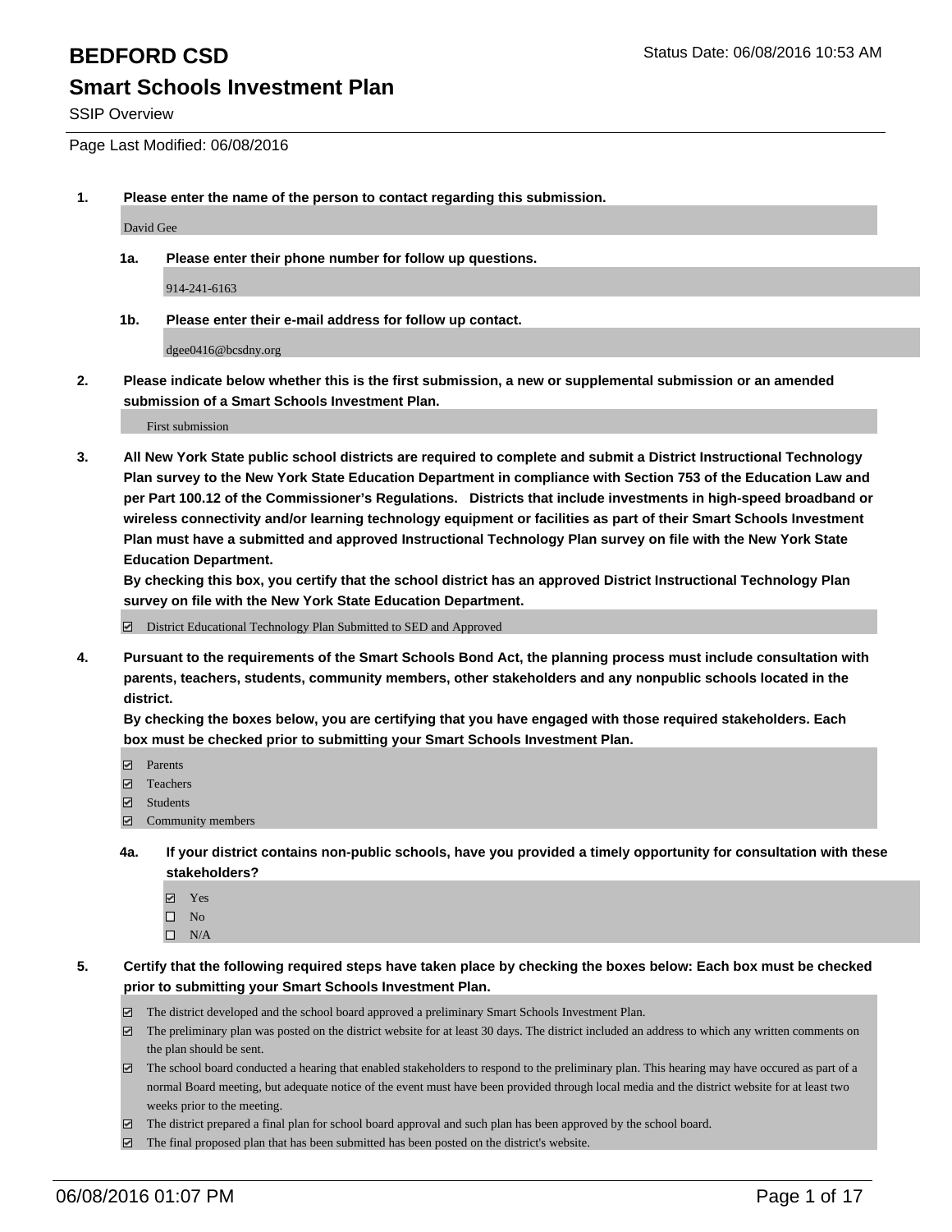# BEDFORD CSD

Status Date: 06/08/2016 10:53 AM

## Smart Schools Investment Plan

SSIP Overview

Page Last Modified: 06/08/2016

**1. Please enter the name of the person to contact regarding this submission.**

David Gee

**1a. Please enter their phone number for follow up questions.**

914-241-6163

**1b. Please enter their e-mail address for follow up contact.**

dgee0416@bcsdny.org

**2. Please indicate below whether this is the first submission, a new or supplemental submission or an amended submission of a Smart Schools Investment Plan.**

First submission

**3. All New York State public school districts are required to complete and submit a District Instructional Technology Plan survey to the New York State Education Department in compliance with Section 753 of the Education Law and per Part 100.12 of the Commissioner's Regulations. Districts that include investments in high-speed broadband or wireless connectivity and/or learning technology equipment or facilities as part of their Smart Schools Investment Plan must have a submitted and approved Instructional Technology Plan survey on file with the New York State Education Department.**
**By checking this box, you certify that the school district has an approved District Instructional Technology Plan survey on file with the New York State Education Department.**

☑ District Educational Technology Plan Submitted to SED and Approved

**4. Pursuant to the requirements of the Smart Schools Bond Act, the planning process must include consultation with parents, teachers, students, community members, other stakeholders and any nonpublic schools located in the district.**
**By checking the boxes below, you are certifying that you have engaged with those required stakeholders. Each box must be checked prior to submitting your Smart Schools Investment Plan.**

☑ Parents
☑ Teachers
☑ Students
☑ Community members

**4a. If your district contains non-public schools, have you provided a timely opportunity for consultation with these stakeholders?**

☑ Yes
☐ No
☐ N/A

**5. Certify that the following required steps have taken place by checking the boxes below: Each box must be checked prior to submitting your Smart Schools Investment Plan.**

☑ The district developed and the school board approved a preliminary Smart Schools Investment Plan.
☑ The preliminary plan was posted on the district website for at least 30 days. The district included an address to which any written comments on the plan should be sent.
☑ The school board conducted a hearing that enabled stakeholders to respond to the preliminary plan. This hearing may have occured as part of a normal Board meeting, but adequate notice of the event must have been provided through local media and the district website for at least two weeks prior to the meeting.
☑ The district prepared a final plan for school board approval and such plan has been approved by the school board.
☑ The final proposed plan that has been submitted has been posted on the district's website.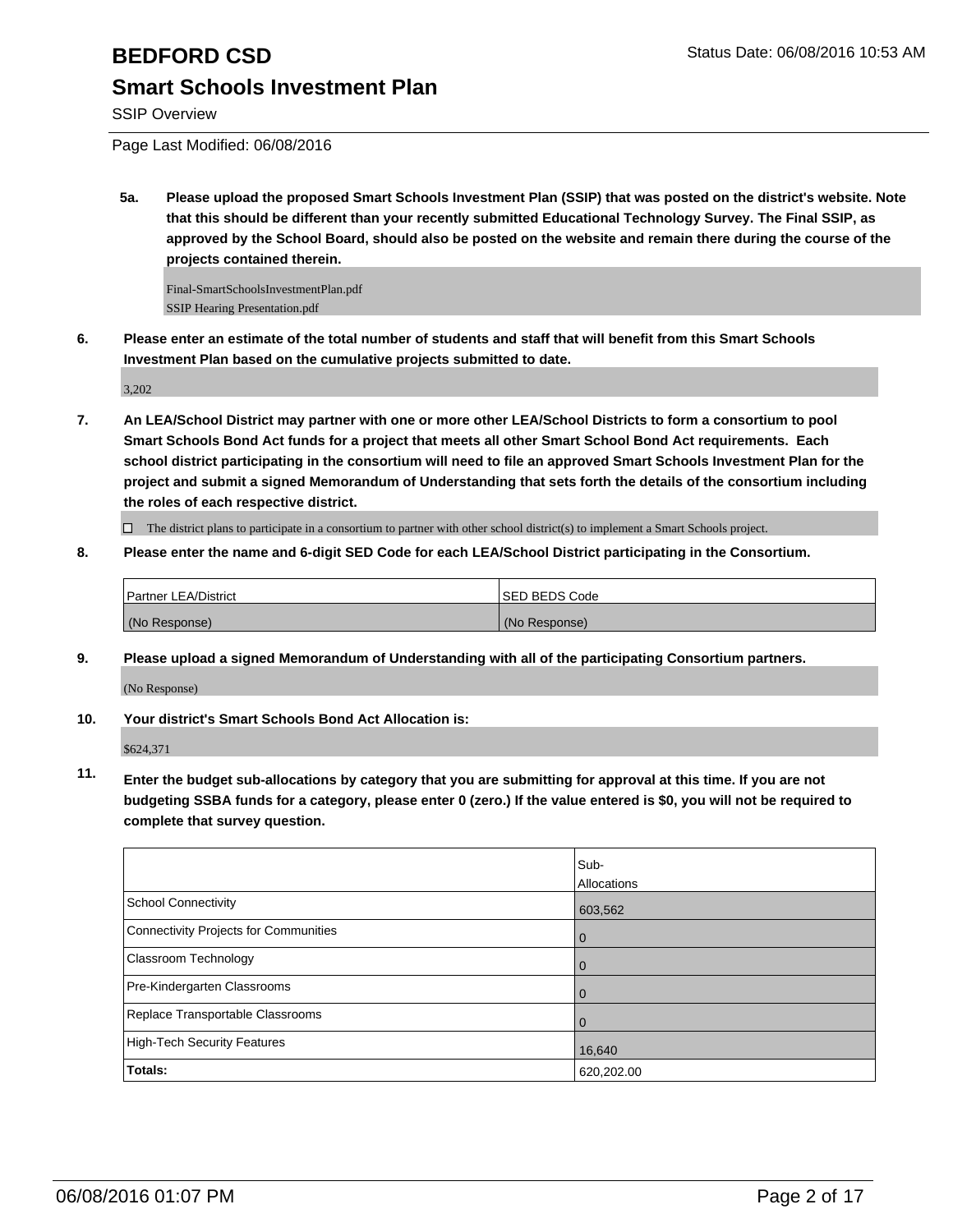# BEDFORD CSD

Status Date: 06/08/2016 10:53 AM

## Smart Schools Investment Plan

SSIP Overview

Page Last Modified: 06/08/2016

**5a. Please upload the proposed Smart Schools Investment Plan (SSIP) that was posted on the district's website. Note that this should be different than your recently submitted Educational Technology Survey. The Final SSIP, as approved by the School Board, should also be posted on the website and remain there during the course of the projects contained therein.**

Final-SmartSchoolsInvestmentPlan.pdf
SSIP Hearing Presentation.pdf

**6. Please enter an estimate of the total number of students and staff that will benefit from this Smart Schools Investment Plan based on the cumulative projects submitted to date.**

3,202

**7. An LEA/School District may partner with one or more other LEA/School Districts to form a consortium to pool Smart Schools Bond Act funds for a project that meets all other Smart School Bond Act requirements. Each school district participating in the consortium will need to file an approved Smart Schools Investment Plan for the project and submit a signed Memorandum of Understanding that sets forth the details of the consortium including the roles of each respective district.**

☐ The district plans to participate in a consortium to partner with other school district(s) to implement a Smart Schools project.

**8. Please enter the name and 6-digit SED Code for each LEA/School District participating in the Consortium.**

| Partner LEA/District | SED BEDS Code |
|---|---|
| (No Response) | (No Response) |

**9. Please upload a signed Memorandum of Understanding with all of the participating Consortium partners.**

(No Response)

**10. Your district's Smart Schools Bond Act Allocation is:**

$624,371

**11. Enter the budget sub-allocations by category that you are submitting for approval at this time. If you are not budgeting SSBA funds for a category, please enter 0 (zero.) If the value entered is $0, you will not be required to complete that survey question.**

| | Sub-Allocations |
|---|---|
| School Connectivity | 603,562 |
| Connectivity Projects for Communities | 0 |
| Classroom Technology | 0 |
| Pre-Kindergarten Classrooms | 0 |
| Replace Transportable Classrooms | 0 |
| High-Tech Security Features | 16,640 |
| **Totals:** | 620,202.00 |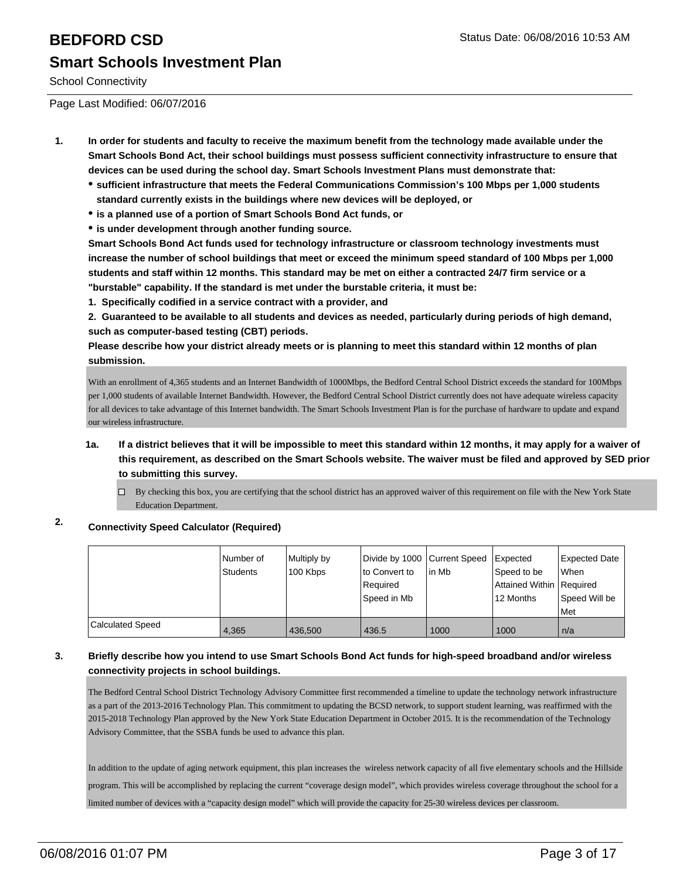# BEDFORD CSD

## Smart Schools Investment Plan

School Connectivity

Page Last Modified: 06/07/2016

1. **In order for students and faculty to receive the maximum benefit from the technology made available under the Smart Schools Bond Act, their school buildings must possess sufficient connectivity infrastructure to ensure that devices can be used during the school day. Smart Schools Investment Plans must demonstrate that:**
   - **sufficient infrastructure that meets the Federal Communications Commission's 100 Mbps per 1,000 students standard currently exists in the buildings where new devices will be deployed, or**
   - **is a planned use of a portion of Smart Schools Bond Act funds, or**
   - **is under development through another funding source.**

   **Smart Schools Bond Act funds used for technology infrastructure or classroom technology investments must increase the number of school buildings that meet or exceed the minimum speed standard of 100 Mbps per 1,000 students and staff within 12 months. This standard may be met on either a contracted 24/7 firm service or a "burstable" capability. If the standard is met under the burstable criteria, it must be:**

   **1. Specifically codified in a service contract with a provider, and**

   **2. Guaranteed to be available to all students and devices as needed, particularly during periods of high demand, such as computer-based testing (CBT) periods.**

   **Please describe how your district already meets or is planning to meet this standard within 12 months of plan submission.**

   With an enrollment of 4,365 students and an Internet Bandwidth of 1000Mbps, the Bedford Central School District exceeds the standard for 100Mbps per 1,000 students of available Internet Bandwidth. However, the Bedford Central School District currently does not have adequate wireless capacity for all devices to take advantage of this Internet bandwidth. The Smart Schools Investment Plan is for the purchase of hardware to update and expand our wireless infrastructure.

   1a. **If a district believes that it will be impossible to meet this standard within 12 months, it may apply for a waiver of this requirement, as described on the Smart Schools website. The waiver must be filed and approved by SED prior to submitting this survey.**

   ☐ By checking this box, you are certifying that the school district has an approved waiver of this requirement on file with the New York State Education Department.

2. **Connectivity Speed Calculator (Required)**

| | Number of Students | Multiply by 100 Kbps | Divide by 1000 to Convert to Required Speed in Mb | Current Speed in Mb | Expected Speed to be Attained Within 12 Months | Expected Date When Required Speed Will be Met |
|---|---|---|---|---|---|---|
| Calculated Speed | 4,365 | 436,500 | 436.5 | 1000 | 1000 | n/a |

3. **Briefly describe how you intend to use Smart Schools Bond Act funds for high-speed broadband and/or wireless connectivity projects in school buildings.**

   The Bedford Central School District Technology Advisory Committee first recommended a timeline to update the technology network infrastructure as a part of the 2013-2016 Technology Plan. This commitment to updating the BCSD network, to support student learning, was reaffirmed with the 2015-2018 Technology Plan approved by the New York State Education Department in October 2015. It is the recommendation of the Technology Advisory Committee, that the SSBA funds be used to advance this plan.

   In addition to the update of aging network equipment, this plan increases the wireless network capacity of all five elementary schools and the Hillside program. This will be accomplished by replacing the current "coverage design model", which provides wireless coverage throughout the school for a limited number of devices with a "capacity design model" which will provide the capacity for 25-30 wireless devices per classroom.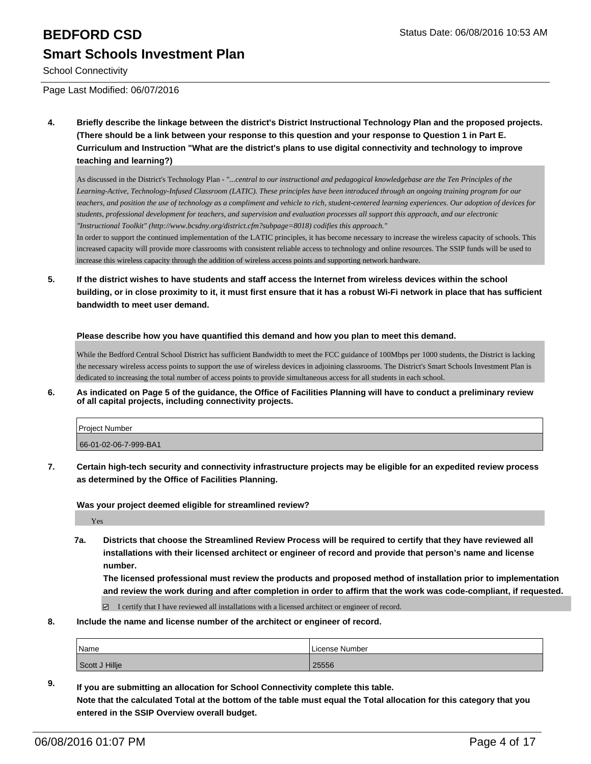**4. Briefly describe the linkage between the district's District Instructional Technology Plan and the proposed projects. (There should be a link between your response to this question and your response to Question 1 in Part E. Curriculum and Instruction "What are the district's plans to use digital connectivity and technology to improve teaching and learning?)**

As discussed in the District's Technology Plan - "*...central to our instructional and pedagogical knowledgebase are the Ten Principles of the Learning-Active, Technology-Infused Classroom (LATIC). These principles have been introduced through an ongoing training program for our teachers, and position the use of technology as a compliment and vehicle to rich, student-centered learning experiences. Our adoption of devices for students, professional development for teachers, and supervision and evaluation processes all support this approach, and our electronic "Instructional Toolkit" (http://www.bcsdny.org/district.cfm?subpage=8018) codifies this approach."*

In order to support the continued implementation of the LATIC principles, it has become necessary to increase the wireless capacity of schools. This increased capacity will provide more classrooms with consistent reliable access to technology and online resources. The SSIP funds will be used to increase this wireless capacity through the addition of wireless access points and supporting network hardware.

**5. If the district wishes to have students and staff access the Internet from wireless devices within the school building, or in close proximity to it, it must first ensure that it has a robust Wi-Fi network in place that has sufficient bandwidth to meet user demand.**

**Please describe how you have quantified this demand and how you plan to meet this demand.**

While the Bedford Central School District has sufficient Bandwidth to meet the FCC guidance of 100Mbps per 1000 students, the District is lacking the necessary wireless access points to support the use of wireless devices in adjoining classrooms. The District's Smart Schools Investment Plan is dedicated to increasing the total number of access points to provide simultaneous access for all students in each school.

**6. As indicated on Page 5 of the guidance, the Office of Facilities Planning will have to conduct a preliminary review of all capital projects, including connectivity projects.**

| Project Number |
|---|
| 66-01-02-06-7-999-BA1 |

**7. Certain high-tech security and connectivity infrastructure projects may be eligible for an expedited review process as determined by the Office of Facilities Planning.**

**Was your project deemed eligible for streamlined review?**

Yes

**7a. Districts that choose the Streamlined Review Process will be required to certify that they have reviewed all installations with their licensed architect or engineer of record and provide that person's name and license number.**
**The licensed professional must review the products and proposed method of installation prior to implementation and review the work during and after completion in order to affirm that the work was code-compliant, if requested.**

☑ I certify that I have reviewed all installations with a licensed architect or engineer of record.

**8. Include the name and license number of the architect or engineer of record.**

| Name | License Number |
|---|---|
| Scott J Hillje | 25556 |

**9. If you are submitting an allocation for School Connectivity complete this table.**
**Note that the calculated Total at the bottom of the table must equal the Total allocation for this category that you entered in the SSIP Overview overall budget.**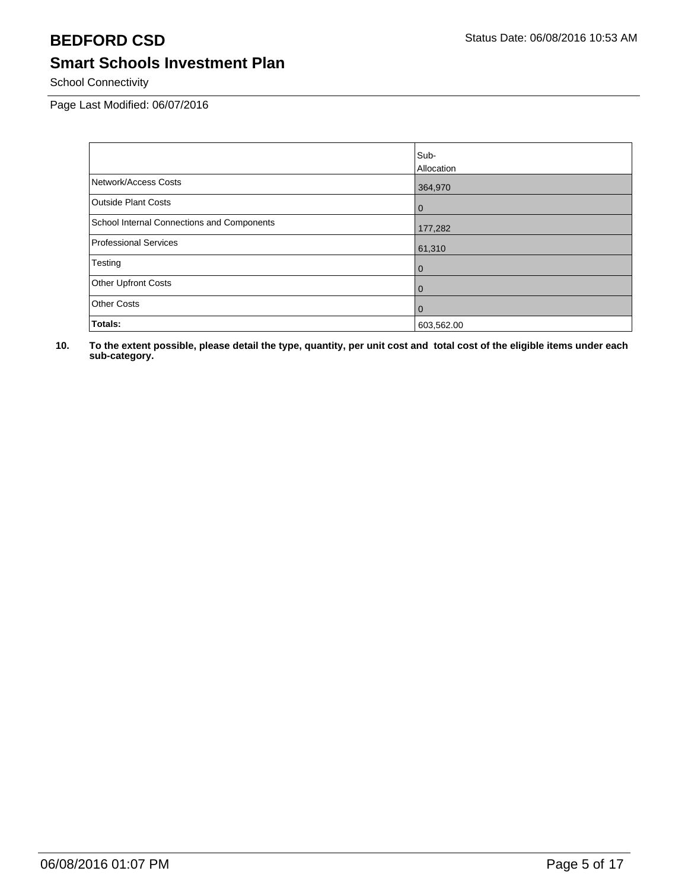# BEDFORD CSD

Status Date: 06/08/2016 10:53 AM

## Smart Schools Investment Plan

School Connectivity

Page Last Modified: 06/07/2016

| | Sub-Allocation |
|---|---|
| Network/Access Costs | 364,970 |
| Outside Plant Costs | 0 |
| School Internal Connections and Components | 177,282 |
| Professional Services | 61,310 |
| Testing | 0 |
| Other Upfront Costs | 0 |
| Other Costs | 0 |
| **Totals:** | 603,562.00 |

**10. To the extent possible, please detail the type, quantity, per unit cost and total cost of the eligible items under each sub-category.**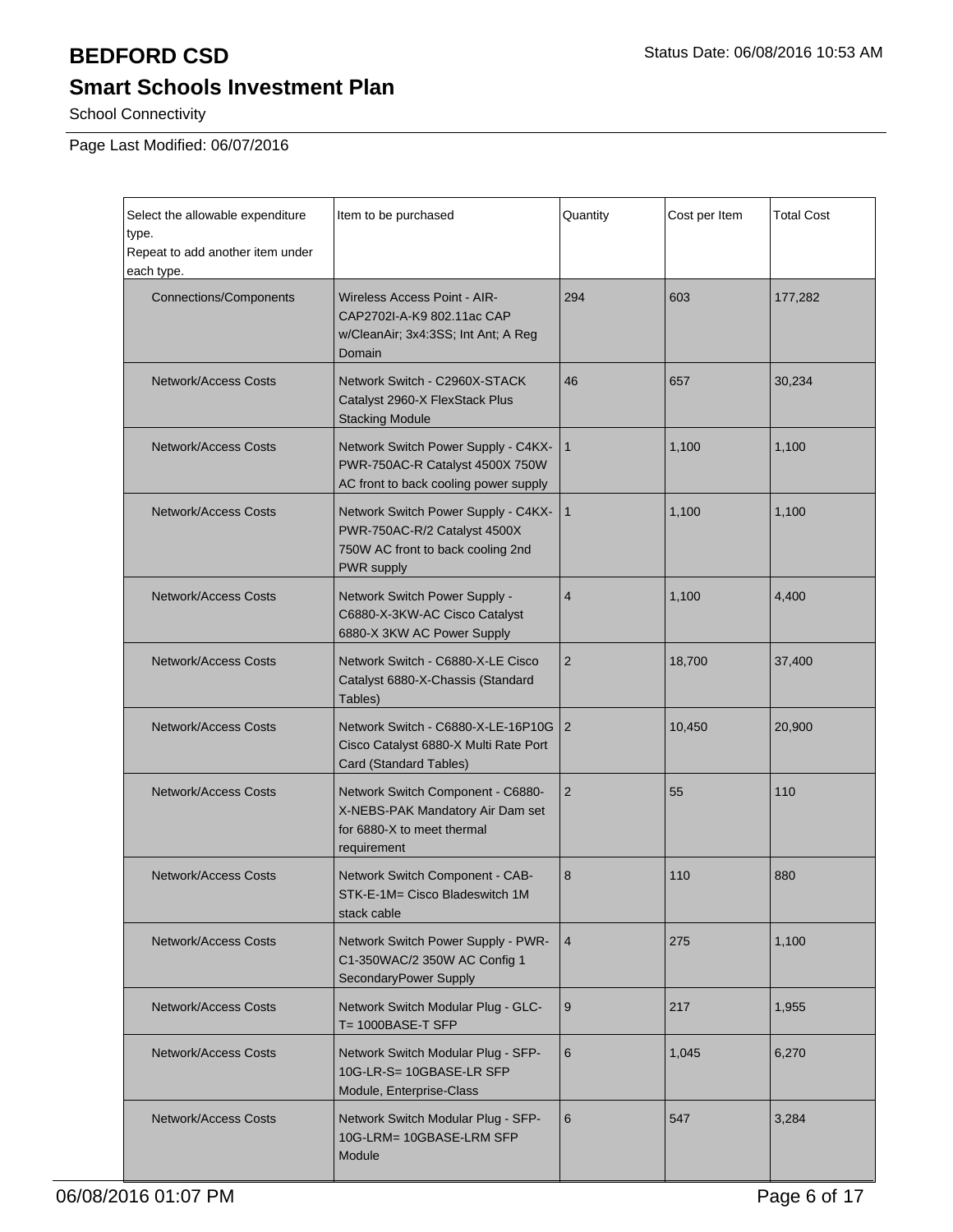# BEDFORD CSD

Status Date: 06/08/2016 10:53 AM

## Smart Schools Investment Plan

School Connectivity

Page Last Modified: 06/07/2016

| Select the allowable expenditure type. Repeat to add another item under each type. | Item to be purchased | Quantity | Cost per Item | Total Cost |
|---|---|---|---|---|
| Connections/Components | Wireless Access Point - AIR-CAP2702I-A-K9 802.11ac CAP w/CleanAir; 3x4:3SS; Int Ant; A Reg Domain | 294 | 603 | 177,282 |
| Network/Access Costs | Network Switch - C2960X-STACK Catalyst 2960-X FlexStack Plus Stacking Module | 46 | 657 | 30,234 |
| Network/Access Costs | Network Switch Power Supply - C4KX-PWR-750AC-R Catalyst 4500X 750W AC front to back cooling power supply | 1 | 1,100 | 1,100 |
| Network/Access Costs | Network Switch Power Supply - C4KX-PWR-750AC-R/2 Catalyst 4500X 750W AC front to back cooling 2nd PWR supply | 1 | 1,100 | 1,100 |
| Network/Access Costs | Network Switch Power Supply - C6880-X-3KW-AC Cisco Catalyst 6880-X 3KW AC Power Supply | 4 | 1,100 | 4,400 |
| Network/Access Costs | Network Switch - C6880-X-LE Cisco Catalyst 6880-X-Chassis (Standard Tables) | 2 | 18,700 | 37,400 |
| Network/Access Costs | Network Switch - C6880-X-LE-16P10G Cisco Catalyst 6880-X Multi Rate Port Card (Standard Tables) | 2 | 10,450 | 20,900 |
| Network/Access Costs | Network Switch Component - C6880-X-NEBS-PAK Mandatory Air Dam set for 6880-X to meet thermal requirement | 2 | 55 | 110 |
| Network/Access Costs | Network Switch Component - CAB-STK-E-1M= Cisco Bladeswitch 1M stack cable | 8 | 110 | 880 |
| Network/Access Costs | Network Switch Power Supply - PWR-C1-350WAC/2 350W AC Config 1 SecondaryPower Supply | 4 | 275 | 1,100 |
| Network/Access Costs | Network Switch Modular Plug - GLC-T= 1000BASE-T SFP | 9 | 217 | 1,955 |
| Network/Access Costs | Network Switch Modular Plug - SFP-10G-LR-S= 10GBASE-LR SFP Module, Enterprise-Class | 6 | 1,045 | 6,270 |
| Network/Access Costs | Network Switch Modular Plug - SFP-10G-LRM= 10GBASE-LRM SFP Module | 6 | 547 | 3,284 |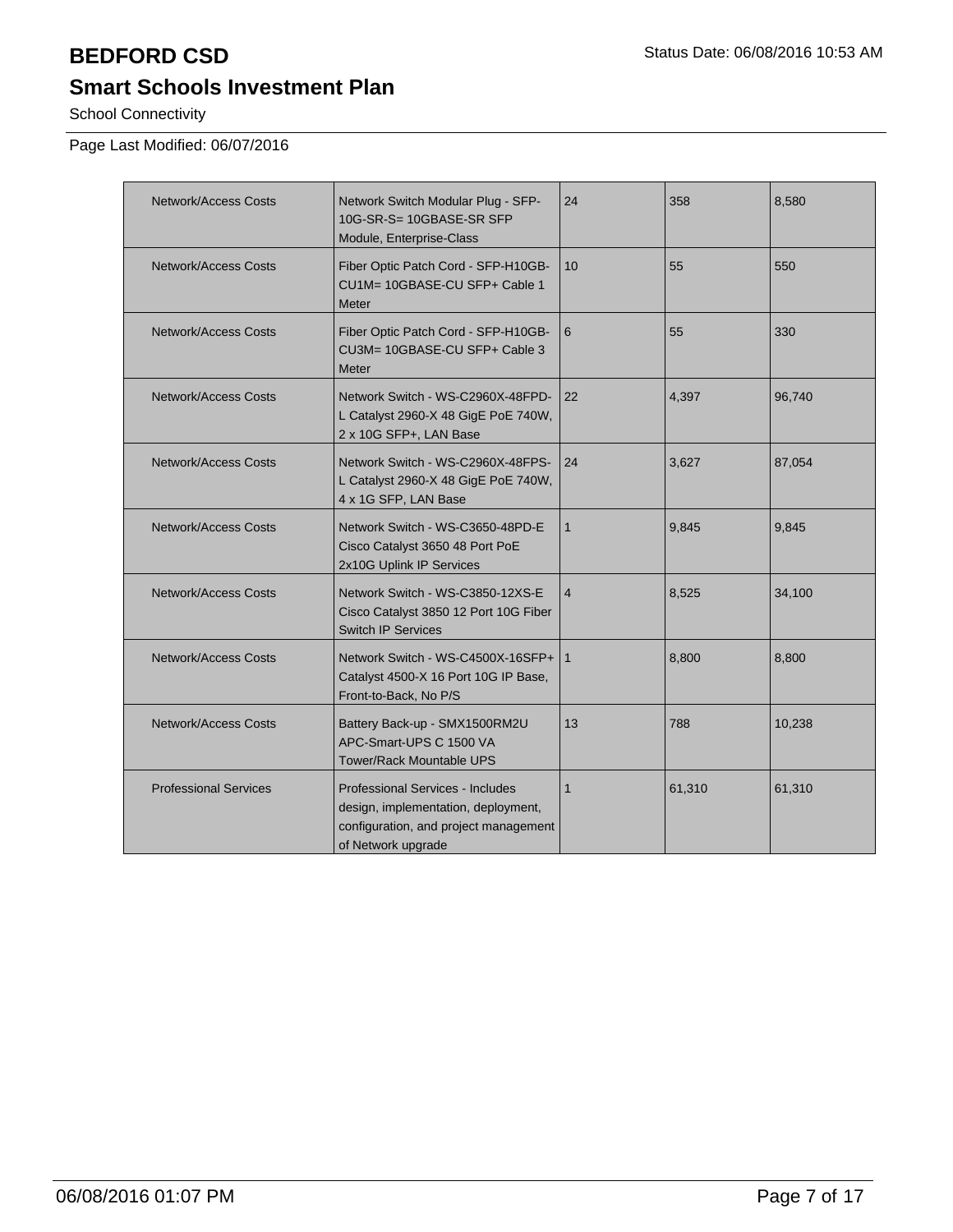# BEDFORD CSD

Status Date: 06/08/2016 10:53 AM

## Smart Schools Investment Plan

School Connectivity

Page Last Modified: 06/07/2016

| | | | | |
|---|---|---|---|---|
| Network/Access Costs | Network Switch Modular Plug - SFP-10G-SR-S= 10GBASE-SR SFP Module, Enterprise-Class | 24 | 358 | 8,580 |
| Network/Access Costs | Fiber Optic Patch Cord - SFP-H10GB-CU1M= 10GBASE-CU SFP+ Cable 1 Meter | 10 | 55 | 550 |
| Network/Access Costs | Fiber Optic Patch Cord - SFP-H10GB-CU3M= 10GBASE-CU SFP+ Cable 3 Meter | 6 | 55 | 330 |
| Network/Access Costs | Network Switch - WS-C2960X-48FPD-L Catalyst 2960-X 48 GigE PoE 740W, 2 x 10G SFP+, LAN Base | 22 | 4,397 | 96,740 |
| Network/Access Costs | Network Switch - WS-C2960X-48FPS-L Catalyst 2960-X 48 GigE PoE 740W, 4 x 1G SFP, LAN Base | 24 | 3,627 | 87,054 |
| Network/Access Costs | Network Switch - WS-C3650-48PD-E Cisco Catalyst 3650 48 Port PoE 2x10G Uplink IP Services | 1 | 9,845 | 9,845 |
| Network/Access Costs | Network Switch - WS-C3850-12XS-E Cisco Catalyst 3850 12 Port 10G Fiber Switch IP Services | 4 | 8,525 | 34,100 |
| Network/Access Costs | Network Switch - WS-C4500X-16SFP+ Catalyst 4500-X 16 Port 10G IP Base, Front-to-Back, No P/S | 1 | 8,800 | 8,800 |
| Network/Access Costs | Battery Back-up - SMX1500RM2U APC-Smart-UPS C 1500 VA Tower/Rack Mountable UPS | 13 | 788 | 10,238 |
| Professional Services | Professional Services - Includes design, implementation, deployment, configuration, and project management of Network upgrade | 1 | 61,310 | 61,310 |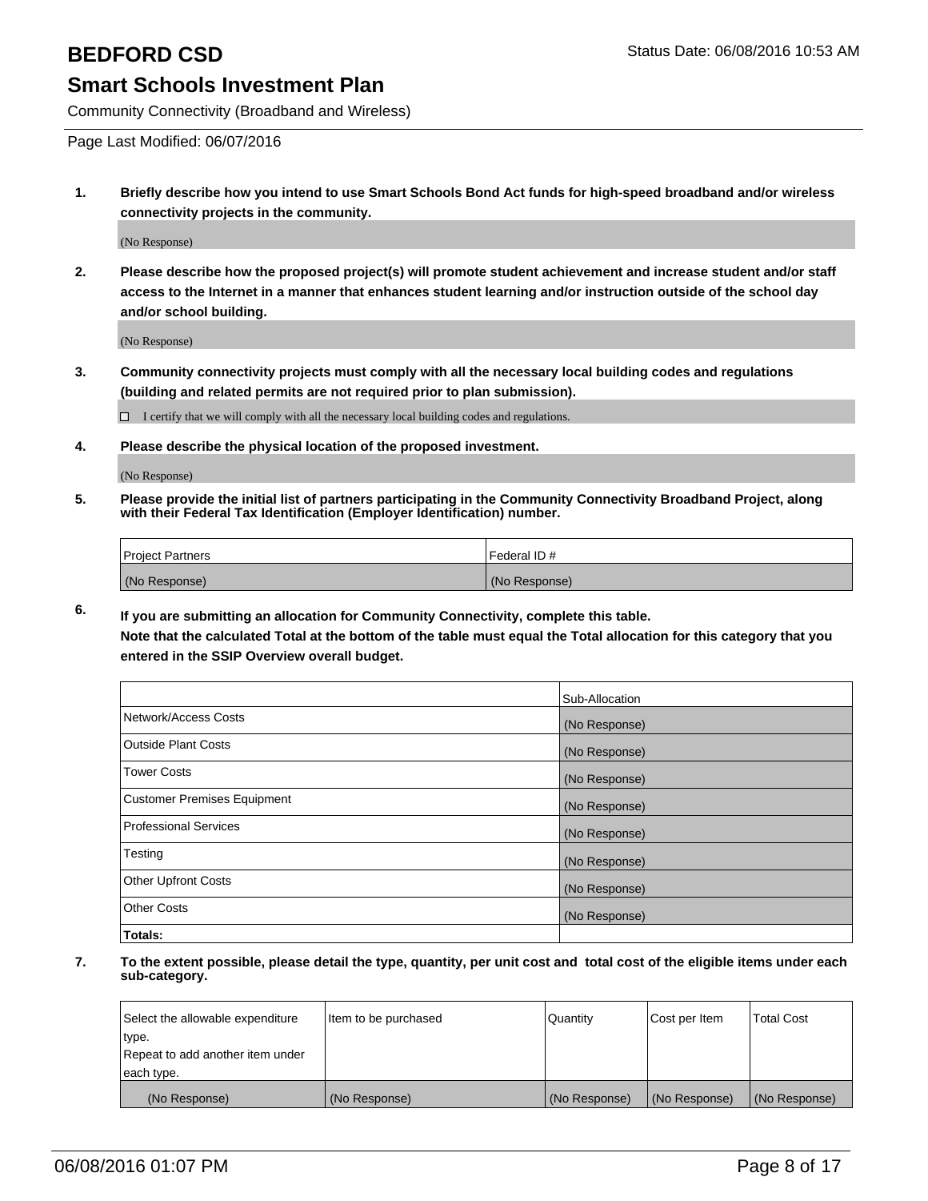# BEDFORD CSD

Status Date: 06/08/2016 10:53 AM

## Smart Schools Investment Plan

Community Connectivity (Broadband and Wireless)

Page Last Modified: 06/07/2016

**1. Briefly describe how you intend to use Smart Schools Bond Act funds for high-speed broadband and/or wireless connectivity projects in the community.**

(No Response)

**2. Please describe how the proposed project(s) will promote student achievement and increase student and/or staff access to the Internet in a manner that enhances student learning and/or instruction outside of the school day and/or school building.**

(No Response)

**3. Community connectivity projects must comply with all the necessary local building codes and regulations (building and related permits are not required prior to plan submission).**

☐ I certify that we will comply with all the necessary local building codes and regulations.

**4. Please describe the physical location of the proposed investment.**

(No Response)

**5. Please provide the initial list of partners participating in the Community Connectivity Broadband Project, along with their Federal Tax Identification (Employer Identification) number.**

| Project Partners | Federal ID # |
|---|---|
| (No Response) | (No Response) |

**6. If you are submitting an allocation for Community Connectivity, complete this table.**
**Note that the calculated Total at the bottom of the table must equal the Total allocation for this category that you entered in the SSIP Overview overall budget.**

| | Sub-Allocation |
|---|---|
| Network/Access Costs | (No Response) |
| Outside Plant Costs | (No Response) |
| Tower Costs | (No Response) |
| Customer Premises Equipment | (No Response) |
| Professional Services | (No Response) |
| Testing | (No Response) |
| Other Upfront Costs | (No Response) |
| Other Costs | (No Response) |
| **Totals:** | |

**7. To the extent possible, please detail the type, quantity, per unit cost and total cost of the eligible items under each sub-category.**

| Select the allowable expenditure type. Repeat to add another item under each type. | Item to be purchased | Quantity | Cost per Item | Total Cost |
|---|---|---|---|---|
| (No Response) | (No Response) | (No Response) | (No Response) | (No Response) |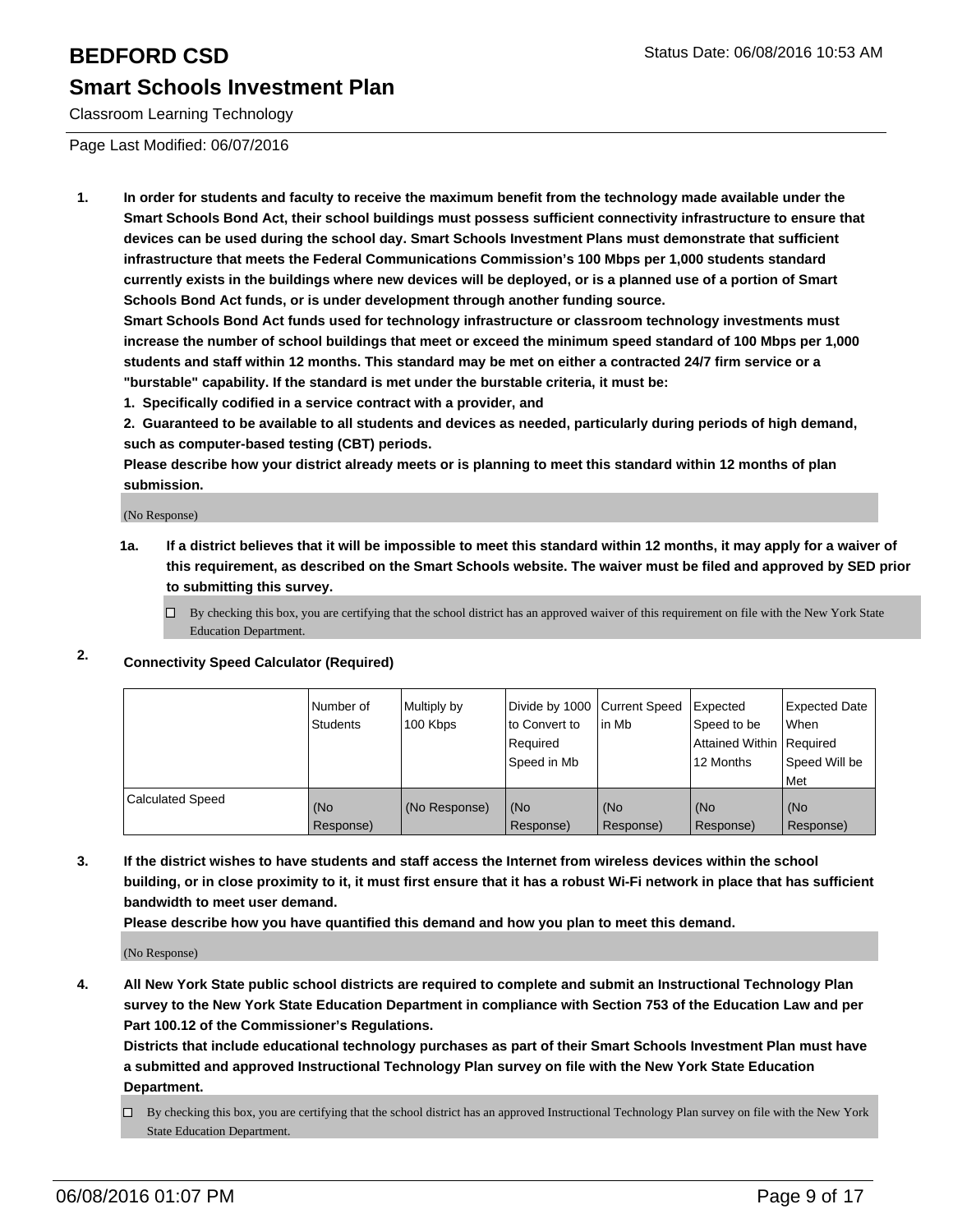# BEDFORD CSD

Status Date: 06/08/2016 10:53 AM

## Smart Schools Investment Plan

Classroom Learning Technology

Page Last Modified: 06/07/2016

1. **In order for students and faculty to receive the maximum benefit from the technology made available under the Smart Schools Bond Act, their school buildings must possess sufficient connectivity infrastructure to ensure that devices can be used during the school day. Smart Schools Investment Plans must demonstrate that sufficient infrastructure that meets the Federal Communications Commission's 100 Mbps per 1,000 students standard currently exists in the buildings where new devices will be deployed, or is a planned use of a portion of Smart Schools Bond Act funds, or is under development through another funding source.**
**Smart Schools Bond Act funds used for technology infrastructure or classroom technology investments must increase the number of school buildings that meet or exceed the minimum speed standard of 100 Mbps per 1,000 students and staff within 12 months. This standard may be met on either a contracted 24/7 firm service or a "burstable" capability. If the standard is met under the burstable criteria, it must be:**
**1. Specifically codified in a service contract with a provider, and**
**2. Guaranteed to be available to all students and devices as needed, particularly during periods of high demand, such as computer-based testing (CBT) periods.**
**Please describe how your district already meets or is planning to meet this standard within 12 months of plan submission.**

(No Response)

**1a. If a district believes that it will be impossible to meet this standard within 12 months, it may apply for a waiver of this requirement, as described on the Smart Schools website. The waiver must be filed and approved by SED prior to submitting this survey.**

☐ By checking this box, you are certifying that the school district has an approved waiver of this requirement on file with the New York State Education Department.

2. **Connectivity Speed Calculator (Required)**

| | Number of Students | Multiply by 100 Kbps | Divide by 1000 to Convert to Required Speed in Mb | Current Speed in Mb | Expected Speed to be Attained Within 12 Months | Expected Date When Required Speed Will be Met |
|---|---|---|---|---|---|---|
| Calculated Speed | (No Response) | (No Response) | (No Response) | (No Response) | (No Response) | (No Response) |

3. **If the district wishes to have students and staff access the Internet from wireless devices within the school building, or in close proximity to it, it must first ensure that it has a robust Wi-Fi network in place that has sufficient bandwidth to meet user demand.**
**Please describe how you have quantified this demand and how you plan to meet this demand.**

(No Response)

4. **All New York State public school districts are required to complete and submit an Instructional Technology Plan survey to the New York State Education Department in compliance with Section 753 of the Education Law and per Part 100.12 of the Commissioner's Regulations.**
**Districts that include educational technology purchases as part of their Smart Schools Investment Plan must have a submitted and approved Instructional Technology Plan survey on file with the New York State Education Department.**

☐ By checking this box, you are certifying that the school district has an approved Instructional Technology Plan survey on file with the New York State Education Department.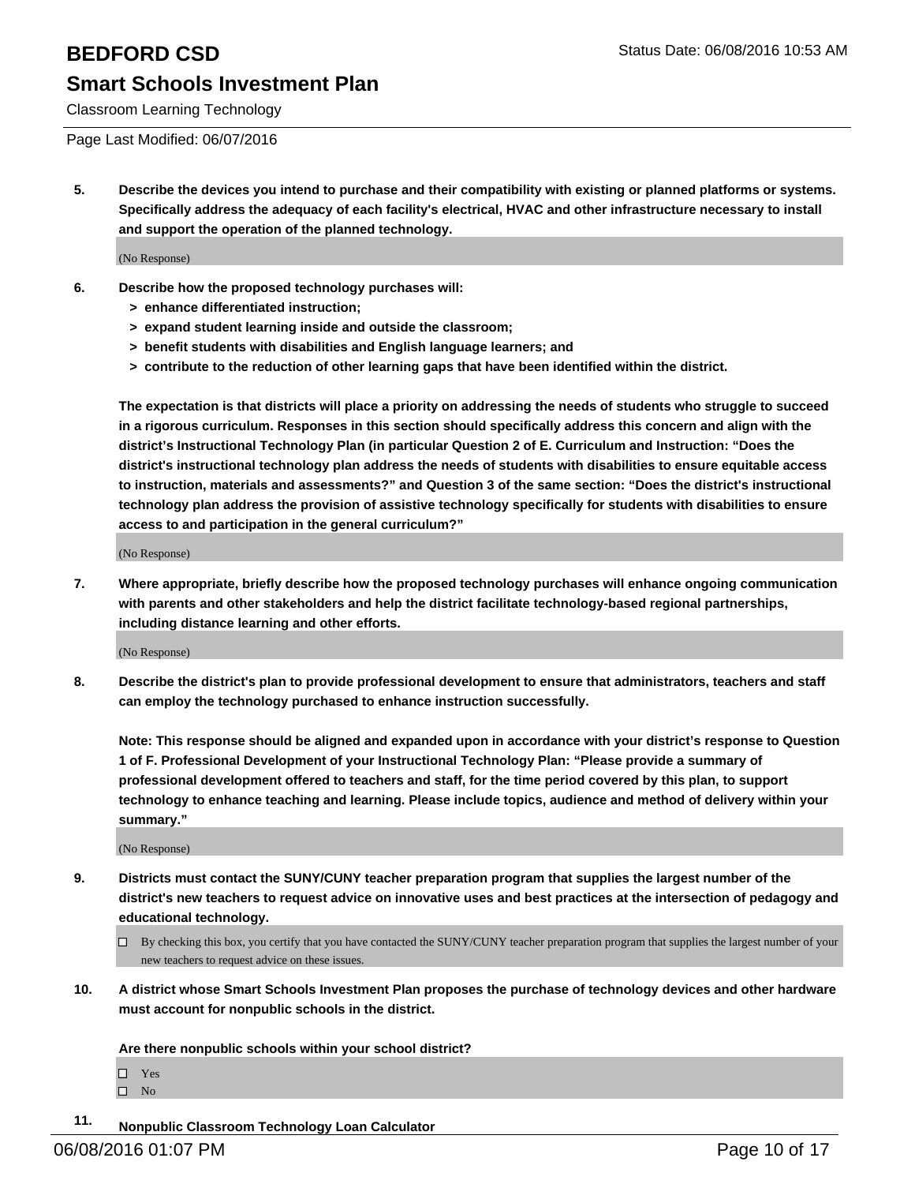**5. Describe the devices you intend to purchase and their compatibility with existing or planned platforms or systems. Specifically address the adequacy of each facility's electrical, HVAC and other infrastructure necessary to install and support the operation of the planned technology.**

(No Response)

**6. Describe how the proposed technology purchases will:**

- **> enhance differentiated instruction;**
- **> expand student learning inside and outside the classroom;**
- **> benefit students with disabilities and English language learners; and**
- **> contribute to the reduction of other learning gaps that have been identified within the district.**

**The expectation is that districts will place a priority on addressing the needs of students who struggle to succeed in a rigorous curriculum. Responses in this section should specifically address this concern and align with the district's Instructional Technology Plan (in particular Question 2 of E. Curriculum and Instruction: "Does the district's instructional technology plan address the needs of students with disabilities to ensure equitable access to instruction, materials and assessments?" and Question 3 of the same section: "Does the district's instructional technology plan address the provision of assistive technology specifically for students with disabilities to ensure access to and participation in the general curriculum?"**

(No Response)

**7. Where appropriate, briefly describe how the proposed technology purchases will enhance ongoing communication with parents and other stakeholders and help the district facilitate technology-based regional partnerships, including distance learning and other efforts.**

(No Response)

**8. Describe the district's plan to provide professional development to ensure that administrators, teachers and staff can employ the technology purchased to enhance instruction successfully.**

**Note: This response should be aligned and expanded upon in accordance with your district's response to Question 1 of F. Professional Development of your Instructional Technology Plan: "Please provide a summary of professional development offered to teachers and staff, for the time period covered by this plan, to support technology to enhance teaching and learning. Please include topics, audience and method of delivery within your summary."**

(No Response)

**9. Districts must contact the SUNY/CUNY teacher preparation program that supplies the largest number of the district's new teachers to request advice on innovative uses and best practices at the intersection of pedagogy and educational technology.**

☐ By checking this box, you certify that you have contacted the SUNY/CUNY teacher preparation program that supplies the largest number of your new teachers to request advice on these issues.

**10. A district whose Smart Schools Investment Plan proposes the purchase of technology devices and other hardware must account for nonpublic schools in the district.**

**Are there nonpublic schools within your school district?**

☐ Yes
☐ No

**11. Nonpublic Classroom Technology Loan Calculator**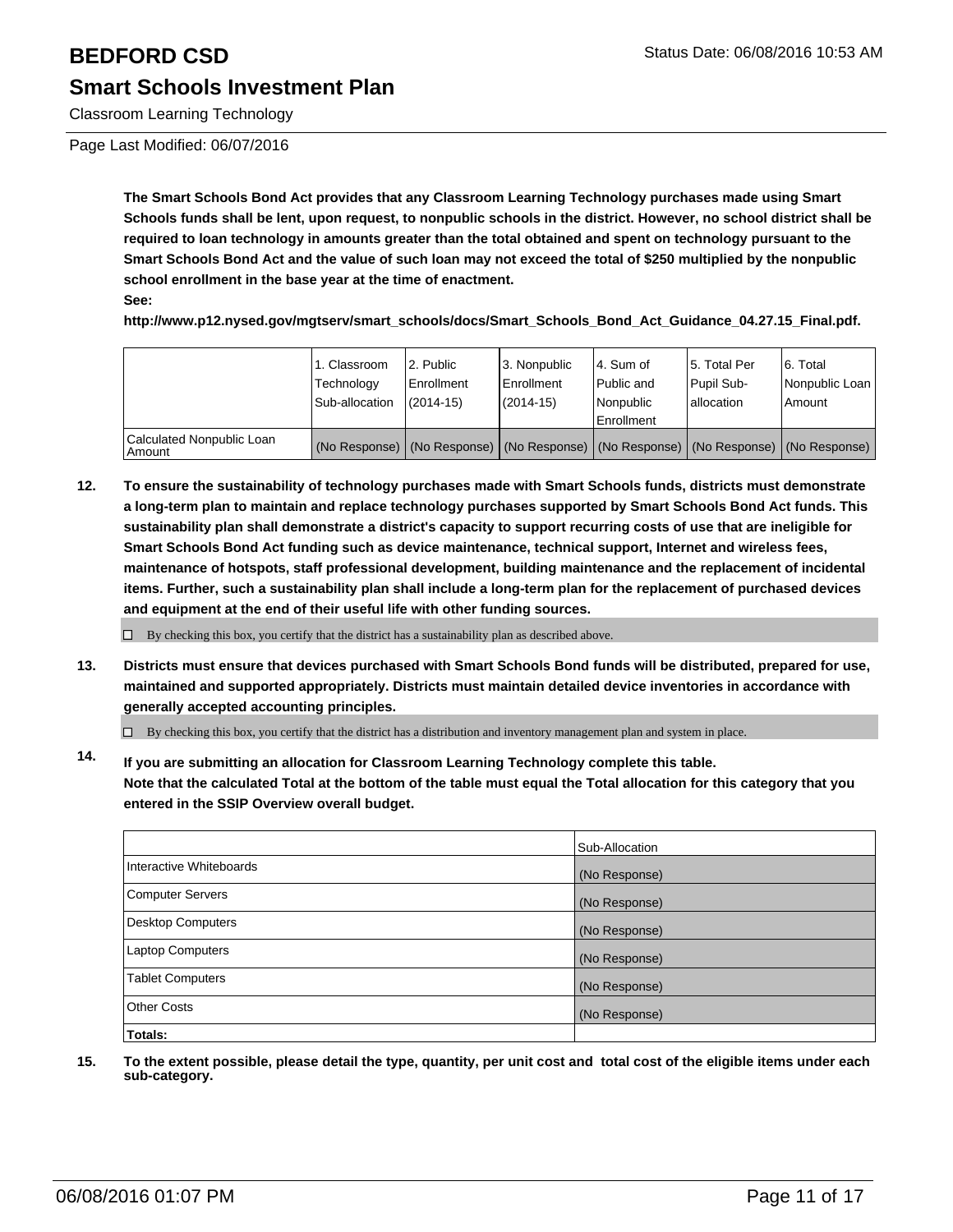The Smart Schools Bond Act provides that any Classroom Learning Technology purchases made using Smart Schools funds shall be lent, upon request, to nonpublic schools in the district. However, no school district shall be required to loan technology in amounts greater than the total obtained and spent on technology pursuant to the Smart Schools Bond Act and the value of such loan may not exceed the total of $250 multiplied by the nonpublic school enrollment in the base year at the time of enactment.

**See:**

**http://www.p12.nysed.gov/mgtserv/smart_schools/docs/Smart_Schools_Bond_Act_Guidance_04.27.15_Final.pdf.**

| | 1. Classroom Technology Sub-allocation | 2. Public Enrollment (2014-15) | 3. Nonpublic Enrollment (2014-15) | 4. Sum of Public and Nonpublic Enrollment | 5. Total Per Pupil Sub-allocation | 6. Total Nonpublic Loan Amount |
|---|---|---|---|---|---|---|
| Calculated Nonpublic Loan Amount | (No Response) | (No Response) | (No Response) | (No Response) | (No Response) | (No Response) |

**12. To ensure the sustainability of technology purchases made with Smart Schools funds, districts must demonstrate a long-term plan to maintain and replace technology purchases supported by Smart Schools Bond Act funds. This sustainability plan shall demonstrate a district's capacity to support recurring costs of use that are ineligible for Smart Schools Bond Act funding such as device maintenance, technical support, Internet and wireless fees, maintenance of hotspots, staff professional development, building maintenance and the replacement of incidental items. Further, such a sustainability plan shall include a long-term plan for the replacement of purchased devices and equipment at the end of their useful life with other funding sources.**

☐ By checking this box, you certify that the district has a sustainability plan as described above.

**13. Districts must ensure that devices purchased with Smart Schools Bond funds will be distributed, prepared for use, maintained and supported appropriately. Districts must maintain detailed device inventories in accordance with generally accepted accounting principles.**

☐ By checking this box, you certify that the district has a distribution and inventory management plan and system in place.

**14. If you are submitting an allocation for Classroom Learning Technology complete this table. Note that the calculated Total at the bottom of the table must equal the Total allocation for this category that you entered in the SSIP Overview overall budget.**

| | Sub-Allocation |
|---|---|
| Interactive Whiteboards | (No Response) |
| Computer Servers | (No Response) |
| Desktop Computers | (No Response) |
| Laptop Computers | (No Response) |
| Tablet Computers | (No Response) |
| Other Costs | (No Response) |
| **Totals:** | |

**15. To the extent possible, please detail the type, quantity, per unit cost and total cost of the eligible items under each sub-category.**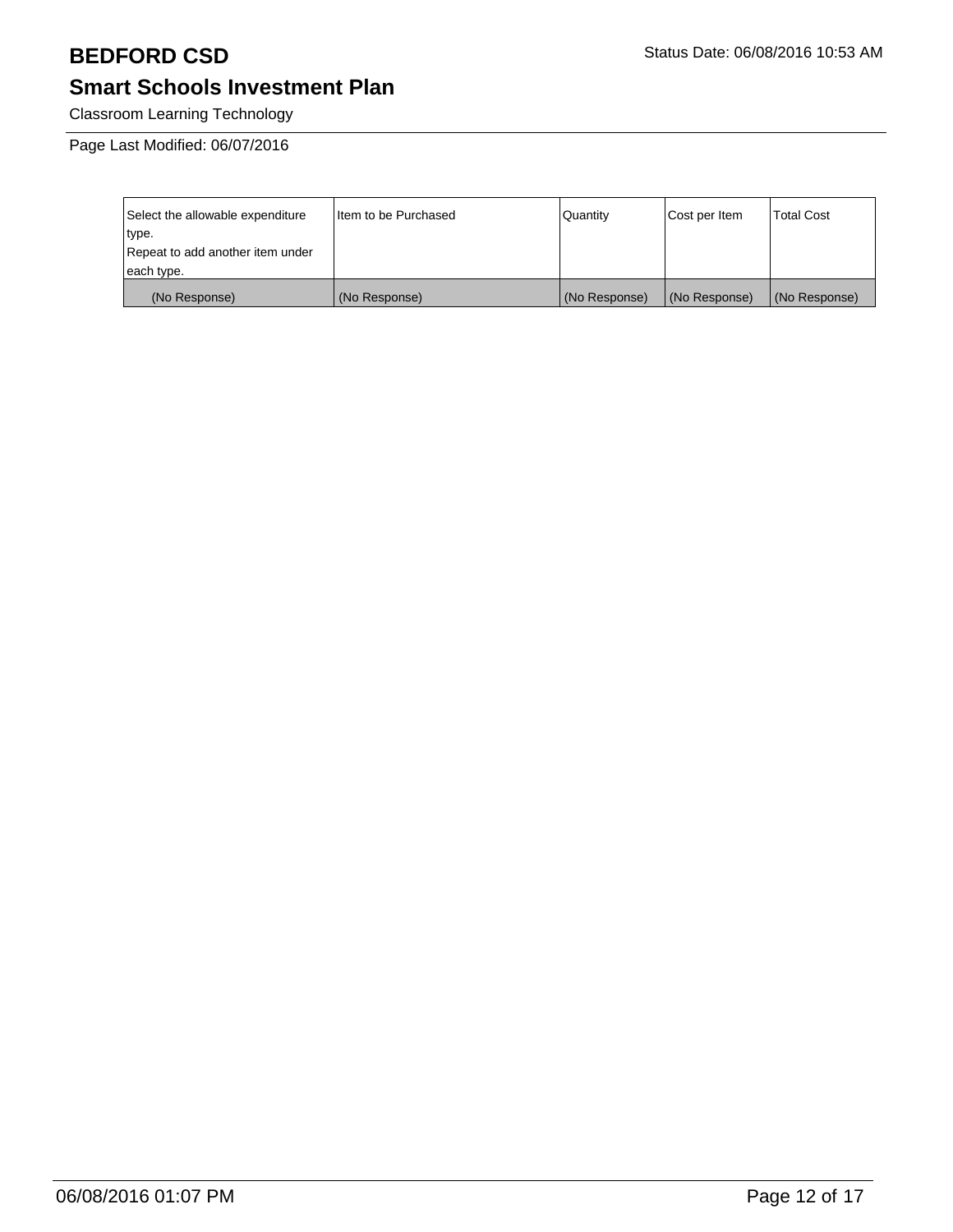# BEDFORD CSD

Status Date: 06/08/2016 10:53 AM

## Smart Schools Investment Plan

Classroom Learning Technology

Page Last Modified: 06/07/2016

| Select the allowable expenditure type. Repeat to add another item under each type. | Item to be Purchased | Quantity | Cost per Item | Total Cost |
| --- | --- | --- | --- | --- |
| (No Response) | (No Response) | (No Response) | (No Response) | (No Response) |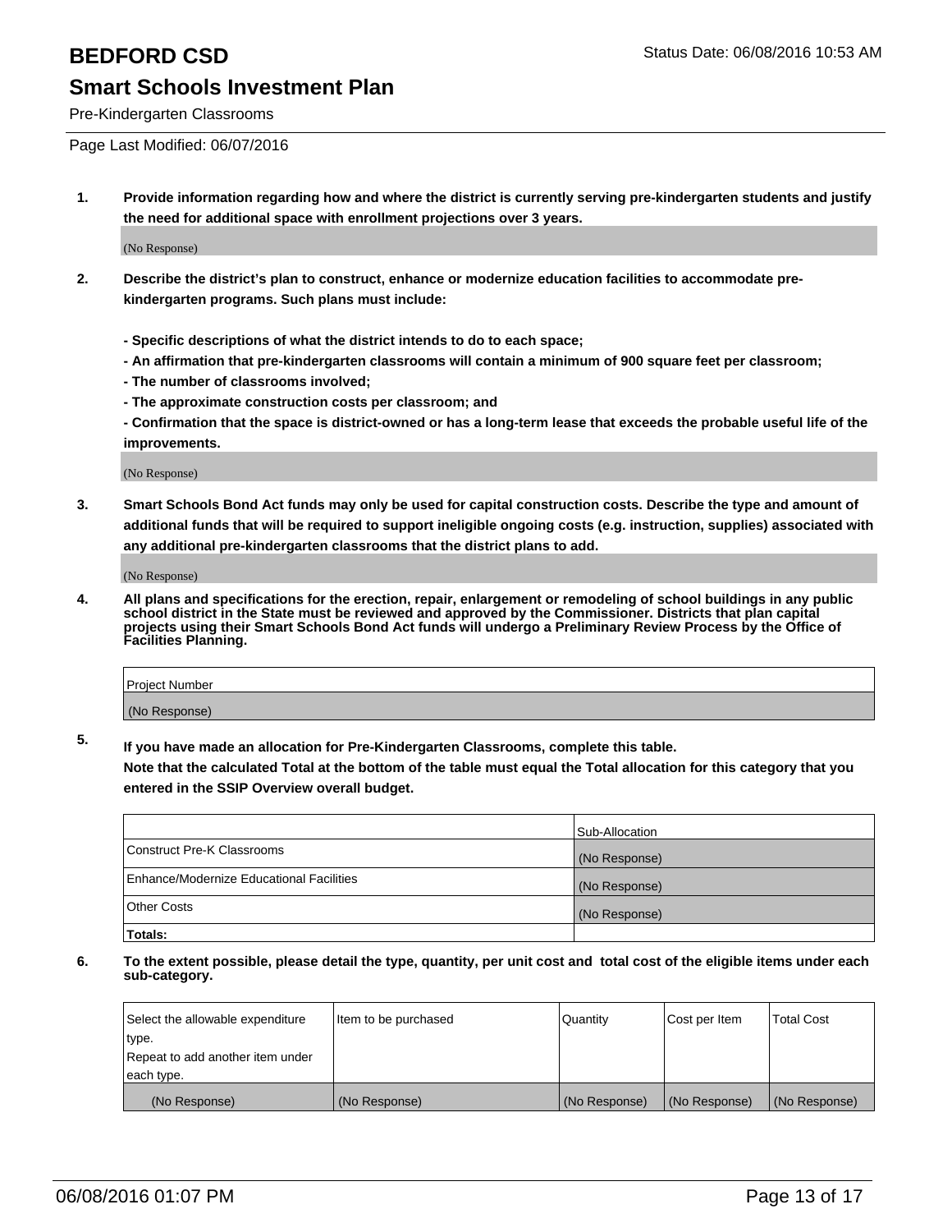# BEDFORD CSD

Status Date: 06/08/2016 10:53 AM

## Smart Schools Investment Plan

Pre-Kindergarten Classrooms

Page Last Modified: 06/07/2016

**1. Provide information regarding how and where the district is currently serving pre-kindergarten students and justify the need for additional space with enrollment projections over 3 years.**

(No Response)

**2. Describe the district's plan to construct, enhance or modernize education facilities to accommodate pre-kindergarten programs. Such plans must include:**

**- Specific descriptions of what the district intends to do to each space;**

**- An affirmation that pre-kindergarten classrooms will contain a minimum of 900 square feet per classroom;**

**- The number of classrooms involved;**

**- The approximate construction costs per classroom; and**

**- Confirmation that the space is district-owned or has a long-term lease that exceeds the probable useful life of the improvements.**

(No Response)

**3. Smart Schools Bond Act funds may only be used for capital construction costs. Describe the type and amount of additional funds that will be required to support ineligible ongoing costs (e.g. instruction, supplies) associated with any additional pre-kindergarten classrooms that the district plans to add.**

(No Response)

**4. All plans and specifications for the erection, repair, enlargement or remodeling of school buildings in any public school district in the State must be reviewed and approved by the Commissioner. Districts that plan capital projects using their Smart Schools Bond Act funds will undergo a Preliminary Review Process by the Office of Facilities Planning.**

| Project Number |
| --- |
| (No Response) |

**5. If you have made an allocation for Pre-Kindergarten Classrooms, complete this table.**

**Note that the calculated Total at the bottom of the table must equal the Total allocation for this category that you entered in the SSIP Overview overall budget.**

| | Sub-Allocation |
| --- | --- |
| Construct Pre-K Classrooms | (No Response) |
| Enhance/Modernize Educational Facilities | (No Response) |
| Other Costs | (No Response) |
| **Totals:** | |

**6. To the extent possible, please detail the type, quantity, per unit cost and total cost of the eligible items under each sub-category.**

| Select the allowable expenditure type. Repeat to add another item under each type. | Item to be purchased | Quantity | Cost per Item | Total Cost |
| --- | --- | --- | --- | --- |
| (No Response) | (No Response) | (No Response) | (No Response) | (No Response) |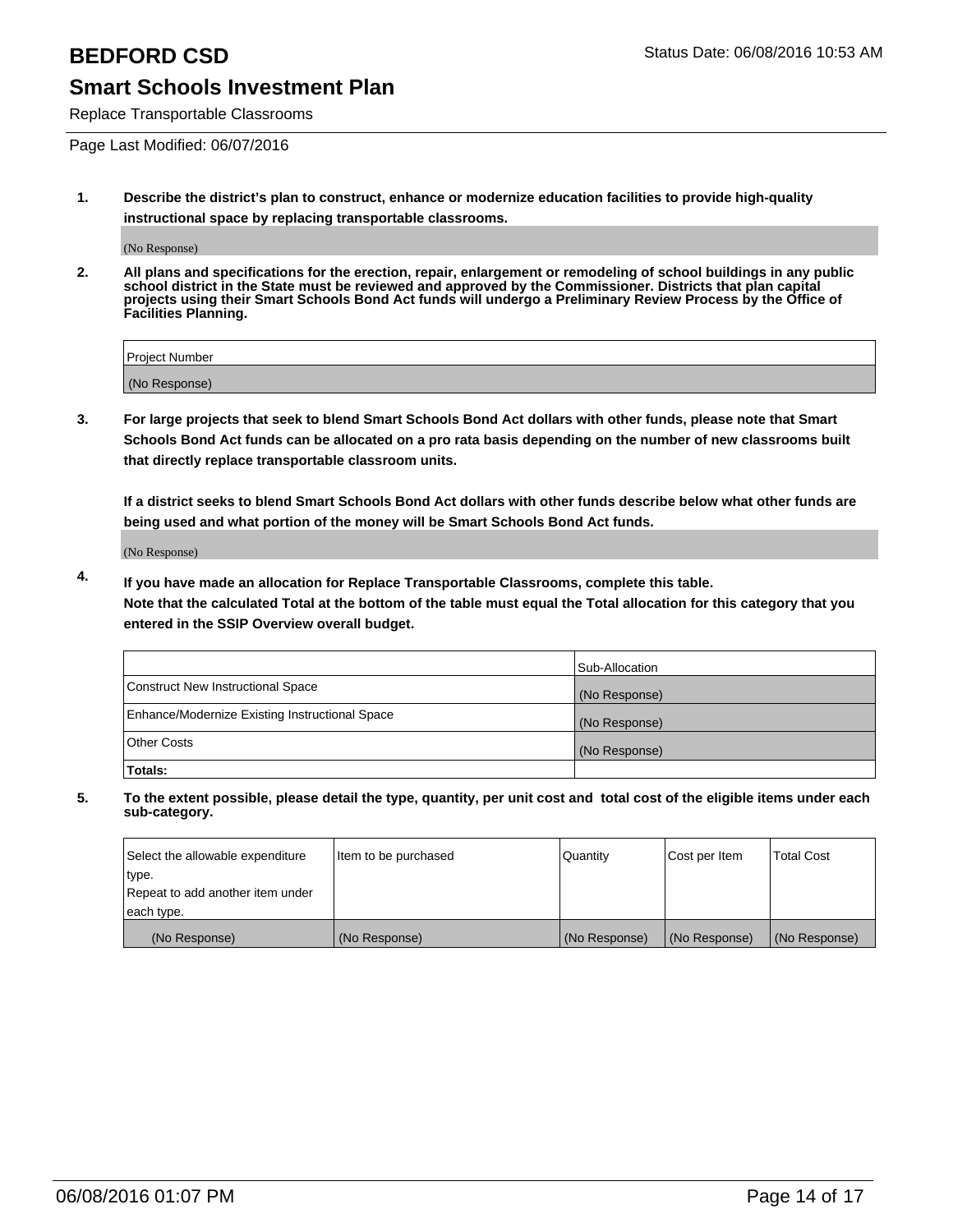# BEDFORD CSD

Status Date: 06/08/2016 10:53 AM

## Smart Schools Investment Plan

Replace Transportable Classrooms

Page Last Modified: 06/07/2016

1. **Describe the district's plan to construct, enhance or modernize education facilities to provide high-quality instructional space by replacing transportable classrooms.**

   (No Response)

2. **All plans and specifications for the erection, repair, enlargement or remodeling of school buildings in any public school district in the State must be reviewed and approved by the Commissioner. Districts that plan capital projects using their Smart Schools Bond Act funds will undergo a Preliminary Review Process by the Office of Facilities Planning.**

| Project Number |
| --- |
| (No Response) |

3. **For large projects that seek to blend Smart Schools Bond Act dollars with other funds, please note that Smart Schools Bond Act funds can be allocated on a pro rata basis depending on the number of new classrooms built that directly replace transportable classroom units.**

   **If a district seeks to blend Smart Schools Bond Act dollars with other funds describe below what other funds are being used and what portion of the money will be Smart Schools Bond Act funds.**

   (No Response)

4. **If you have made an allocation for Replace Transportable Classrooms, complete this table. Note that the calculated Total at the bottom of the table must equal the Total allocation for this category that you entered in the SSIP Overview overall budget.**

| | Sub-Allocation |
| --- | --- |
| Construct New Instructional Space | (No Response) |
| Enhance/Modernize Existing Instructional Space | (No Response) |
| Other Costs | (No Response) |
| **Totals:** | |

5. **To the extent possible, please detail the type, quantity, per unit cost and total cost of the eligible items under each sub-category.**

| Select the allowable expenditure type. Repeat to add another item under each type. | Item to be purchased | Quantity | Cost per Item | Total Cost |
| --- | --- | --- | --- | --- |
| (No Response) | (No Response) | (No Response) | (No Response) | (No Response) |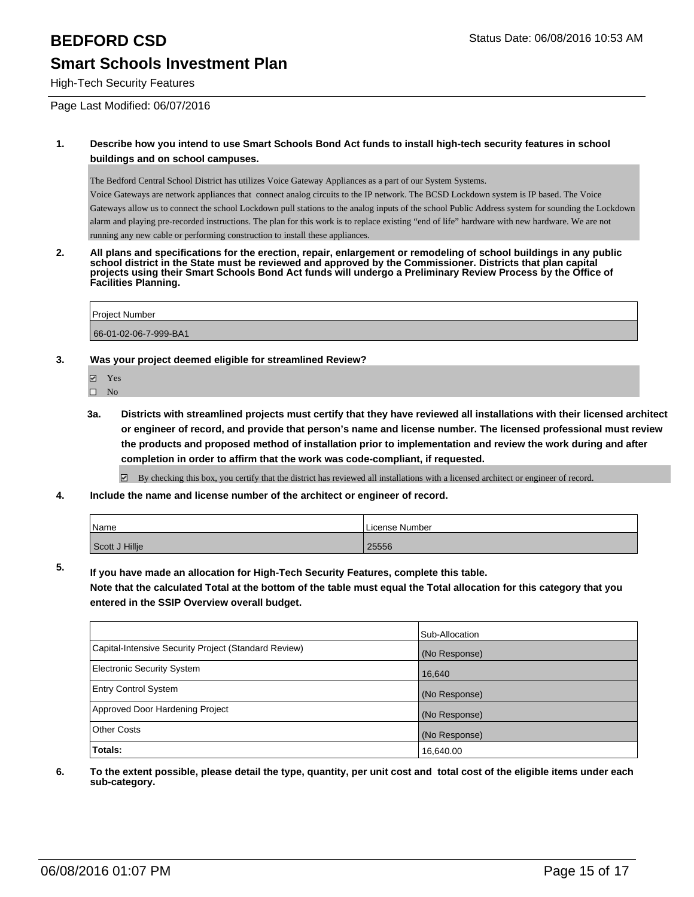# BEDFORD CSD

## Smart Schools Investment Plan

High-Tech Security Features

Status Date: 06/08/2016 10:53 AM

Page Last Modified: 06/07/2016

**1. Describe how you intend to use Smart Schools Bond Act funds to install high-tech security features in school buildings and on school campuses.**

The Bedford Central School District has utilizes Voice Gateway Appliances as a part of our System Systems.
Voice Gateways are network appliances that connect analog circuits to the IP network. The BCSD Lockdown system is IP based. The Voice Gateways allow us to connect the school Lockdown pull stations to the analog inputs of the school Public Address system for sounding the Lockdown alarm and playing pre-recorded instructions. The plan for this work is to replace existing "end of life" hardware with new hardware. We are not running any new cable or performing construction to install these appliances.

**2. All plans and specifications for the erection, repair, enlargement or remodeling of school buildings in any public school district in the State must be reviewed and approved by the Commissioner. Districts that plan capital projects using their Smart Schools Bond Act funds will undergo a Preliminary Review Process by the Office of Facilities Planning.**

| Project Number |
| --- |
| 66-01-02-06-7-999-BA1 |

**3. Was your project deemed eligible for streamlined Review?**

- ☑ Yes
- ☐ No

**3a. Districts with streamlined projects must certify that they have reviewed all installations with their licensed architect or engineer of record, and provide that person's name and license number. The licensed professional must review the products and proposed method of installation prior to implementation and review the work during and after completion in order to affirm that the work was code-compliant, if requested.**

☑ By checking this box, you certify that the district has reviewed all installations with a licensed architect or engineer of record.

**4. Include the name and license number of the architect or engineer of record.**

| Name | License Number |
| --- | --- |
| Scott J Hillje | 25556 |

**5. If you have made an allocation for High-Tech Security Features, complete this table.**
**Note that the calculated Total at the bottom of the table must equal the Total allocation for this category that you entered in the SSIP Overview overall budget.**

| | Sub-Allocation |
| --- | --- |
| Capital-Intensive Security Project (Standard Review) | (No Response) |
| Electronic Security System | 16,640 |
| Entry Control System | (No Response) |
| Approved Door Hardening Project | (No Response) |
| Other Costs | (No Response) |
| **Totals:** | 16,640.00 |

**6. To the extent possible, please detail the type, quantity, per unit cost and total cost of the eligible items under each sub-category.**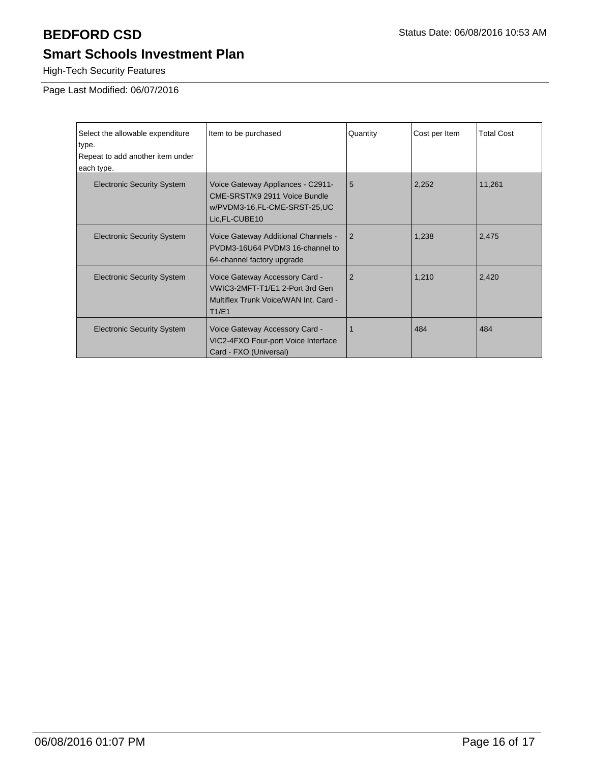# BEDFORD CSD

## Smart Schools Investment Plan

High-Tech Security Features

Page Last Modified: 06/07/2016

| Select the allowable expenditure type.<br>Repeat to add another item under each type. | Item to be purchased | Quantity | Cost per Item | Total Cost |
|---|---|---|---|---|
| Electronic Security System | Voice Gateway Appliances - C2911-CME-SRST/K9 2911 Voice Bundle w/PVDM3-16,FL-CME-SRST-25,UC Lic,FL-CUBE10 | 5 | 2,252 | 11,261 |
| Electronic Security System | Voice Gateway Additional Channels - PVDM3-16U64 PVDM3 16-channel to 64-channel factory upgrade | 2 | 1,238 | 2,475 |
| Electronic Security System | Voice Gateway Accessory Card - VWIC3-2MFT-T1/E1 2-Port 3rd Gen Multiflex Trunk Voice/WAN Int. Card - T1/E1 | 2 | 1,210 | 2,420 |
| Electronic Security System | Voice Gateway Accessory Card - VIC2-4FXO Four-port Voice Interface Card - FXO (Universal) | 1 | 484 | 484 |